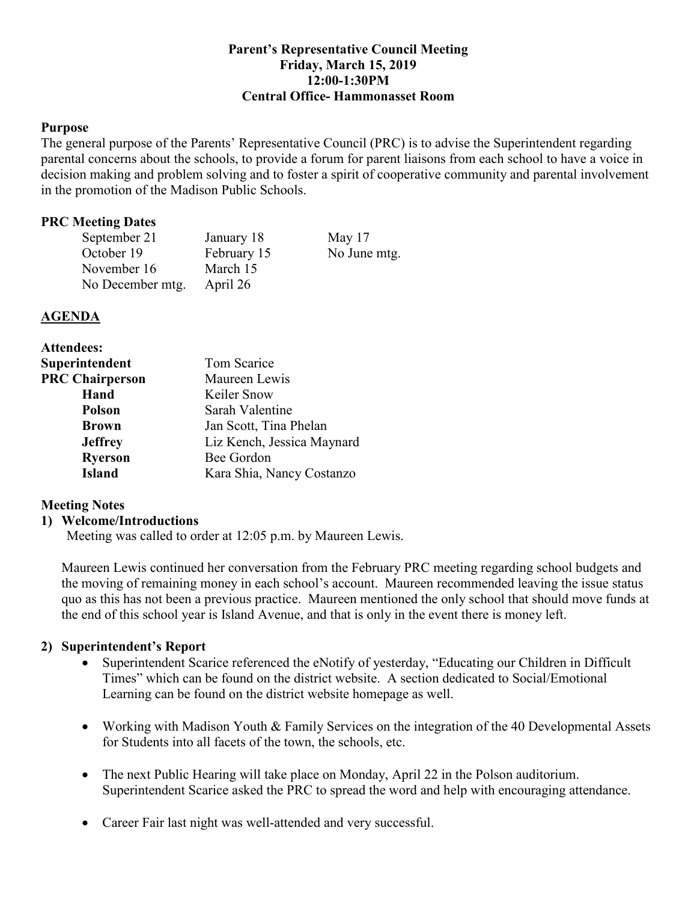**Parent's Representative Council Meeting**
**Friday, March 15, 2019**
**12:00-1:30PM**
**Central Office- Hammonasset Room**

**Purpose**

The general purpose of the Parents' Representative Council (PRC) is to advise the Superintendent regarding parental concerns about the schools, to provide a forum for parent liaisons from each school to have a voice in decision making and problem solving and to foster a spirit of cooperative community and parental involvement in the promotion of the Madison Public Schools.

**PRC Meeting Dates**

| | | |
|---|---|---|
| September 21 | January 18 | May 17 |
| October 19 | February 15 | No June mtg. |
| November 16 | March 15 | |
| No December mtg. | April 26 | |

**AGENDA**

**Attendees:**

| | |
|---|---|
| **Superintendent** | Tom Scarice |
| **PRC Chairperson** | Maureen Lewis |
| **Hand** | Keiler Snow |
| **Polson** | Sarah Valentine |
| **Brown** | Jan Scott, Tina Phelan |
| **Jeffrey** | Liz Kench, Jessica Maynard |
| **Ryerson** | Bee Gordon |
| **Island** | Kara Shia, Nancy Costanzo |

**Meeting Notes**

**1) Welcome/Introductions**

Meeting was called to order at 12:05 p.m. by Maureen Lewis.

Maureen Lewis continued her conversation from the February PRC meeting regarding school budgets and the moving of remaining money in each school's account. Maureen recommended leaving the issue status quo as this has not been a previous practice. Maureen mentioned the only school that should move funds at the end of this school year is Island Avenue, and that is only in the event there is money left.

**2) Superintendent's Report**

- Superintendent Scarice referenced the eNotify of yesterday, "Educating our Children in Difficult Times" which can be found on the district website. A section dedicated to Social/Emotional Learning can be found on the district website homepage as well.
- Working with Madison Youth & Family Services on the integration of the 40 Developmental Assets for Students into all facets of the town, the schools, etc.
- The next Public Hearing will take place on Monday, April 22 in the Polson auditorium. Superintendent Scarice asked the PRC to spread the word and help with encouraging attendance.
- Career Fair last night was well-attended and very successful.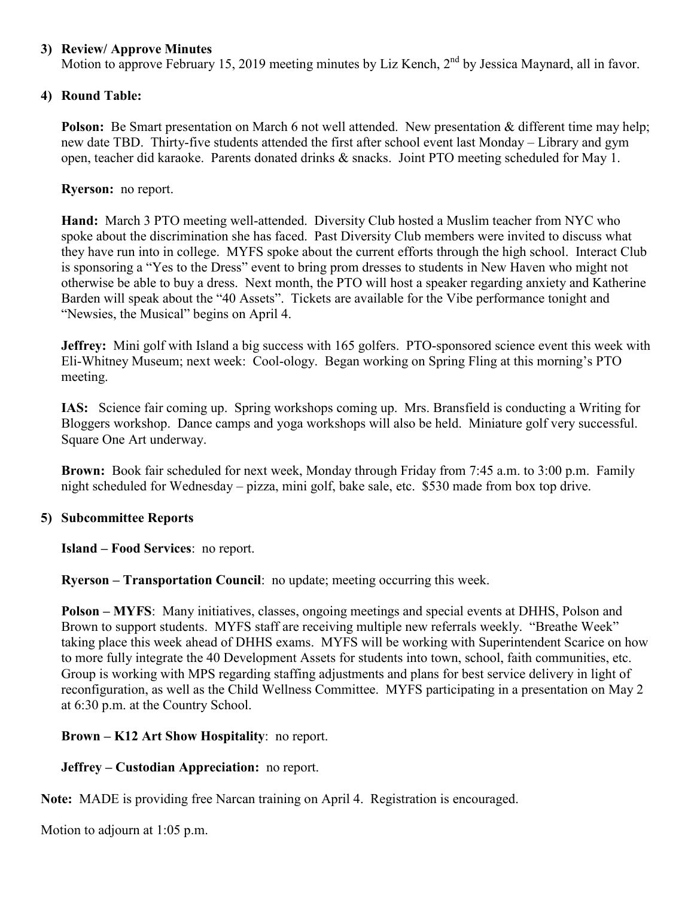3) **Review/ Approve Minutes**

Motion to approve February 15, 2019 meeting minutes by Liz Kench, 2nd by Jessica Maynard, all in favor.

4) **Round Table:**

**Polson:** Be Smart presentation on March 6 not well attended. New presentation & different time may help; new date TBD. Thirty-five students attended the first after school event last Monday – Library and gym open, teacher did karaoke. Parents donated drinks & snacks. Joint PTO meeting scheduled for May 1.

**Ryerson:** no report.

**Hand:** March 3 PTO meeting well-attended. Diversity Club hosted a Muslim teacher from NYC who spoke about the discrimination she has faced. Past Diversity Club members were invited to discuss what they have run into in college. MYFS spoke about the current efforts through the high school. Interact Club is sponsoring a "Yes to the Dress" event to bring prom dresses to students in New Haven who might not otherwise be able to buy a dress. Next month, the PTO will host a speaker regarding anxiety and Katherine Barden will speak about the "40 Assets". Tickets are available for the Vibe performance tonight and "Newsies, the Musical" begins on April 4.

**Jeffrey:** Mini golf with Island a big success with 165 golfers. PTO-sponsored science event this week with Eli-Whitney Museum; next week: Cool-ology. Began working on Spring Fling at this morning's PTO meeting.

**IAS:** Science fair coming up. Spring workshops coming up. Mrs. Bransfield is conducting a Writing for Bloggers workshop. Dance camps and yoga workshops will also be held. Miniature golf very successful. Square One Art underway.

**Brown:** Book fair scheduled for next week, Monday through Friday from 7:45 a.m. to 3:00 p.m. Family night scheduled for Wednesday – pizza, mini golf, bake sale, etc. $530 made from box top drive.

5) **Subcommittee Reports**

**Island – Food Services**: no report.

**Ryerson – Transportation Council**: no update; meeting occurring this week.

**Polson – MYFS**: Many initiatives, classes, ongoing meetings and special events at DHHS, Polson and Brown to support students. MYFS staff are receiving multiple new referrals weekly. "Breathe Week" taking place this week ahead of DHHS exams. MYFS will be working with Superintendent Scarice on how to more fully integrate the 40 Development Assets for students into town, school, faith communities, etc. Group is working with MPS regarding staffing adjustments and plans for best service delivery in light of reconfiguration, as well as the Child Wellness Committee. MYFS participating in a presentation on May 2 at 6:30 p.m. at the Country School.

**Brown – K12 Art Show Hospitality**: no report.

**Jeffrey – Custodian Appreciation:** no report.

**Note:** MADE is providing free Narcan training on April 4. Registration is encouraged.

Motion to adjourn at 1:05 p.m.